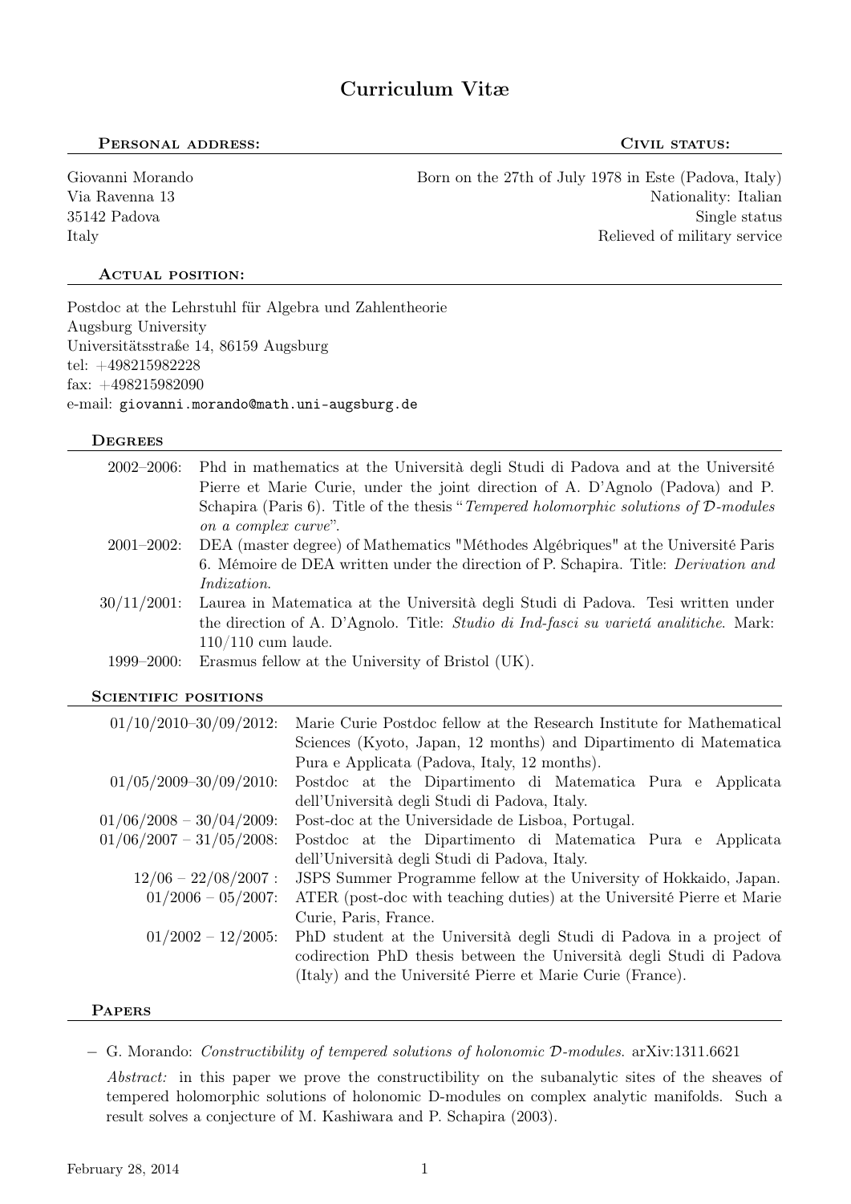# Curriculum Vitæ

## Personal address:

Giovanni Morando
Via Ravenna 13
35142 Padova
Italy

## Civil status:

Born on the 27th of July 1978 in Este (Padova, Italy)
Nationality: Italian
Single status
Relieved of military service

## Actual position:

Postdoc at the Lehrstuhl für Algebra und Zahlentheorie
Augsburg University
Universitätsstraße 14, 86159 Augsburg
tel: +498215982228
fax: +498215982090
e-mail: giovanni.morando@math.uni-augsburg.de

## Degrees

| | |
|---|---|
| 2002–2006: | Phd in mathematics at the Università degli Studi di Padova and at the Université Pierre et Marie Curie, under the joint direction of A. D'Agnolo (Padova) and P. Schapira (Paris 6). Title of the thesis "*Tempered holomorphic solutions of $\mathcal{D}$-modules on a complex curve*". |
| 2001–2002: | DEA (master degree) of Mathematics "Méthodes Algébriques" at the Université Paris 6. Mémoire de DEA written under the direction of P. Schapira. Title: *Derivation and Indization*. |
| 30/11/2001: | Laurea in Matematica at the Università degli Studi di Padova. Tesi written under the direction of A. D'Agnolo. Title: *Studio di Ind-fasci su varietá analitiche*. Mark: 110/110 cum laude. |
| 1999–2000: | Erasmus fellow at the University of Bristol (UK). |

## Scientific positions

| | |
|---|---|
| 01/10/2010–30/09/2012: | Marie Curie Postdoc fellow at the Research Institute for Mathematical Sciences (Kyoto, Japan, 12 months) and Dipartimento di Matematica Pura e Applicata (Padova, Italy, 12 months). |
| 01/05/2009–30/09/2010: | Postdoc at the Dipartimento di Matematica Pura e Applicata dell'Università degli Studi di Padova, Italy. |
| 01/06/2008 – 30/04/2009: | Post-doc at the Universidade de Lisboa, Portugal. |
| 01/06/2007 – 31/05/2008: | Postdoc at the Dipartimento di Matematica Pura e Applicata dell'Università degli Studi di Padova, Italy. |
| 12/06 – 22/08/2007 : | JSPS Summer Programme fellow at the University of Hokkaido, Japan. |
| 01/2006 – 05/2007: | ATER (post-doc with teaching duties) at the Université Pierre et Marie Curie, Paris, France. |
| 01/2002 – 12/2005: | PhD student at the Università degli Studi di Padova in a project of codirection PhD thesis between the Università degli Studi di Padova (Italy) and the Université Pierre et Marie Curie (France). |

## Papers

- G. Morando: *Constructibility of tempered solutions of holonomic $\mathcal{D}$-modules.* arXiv:1311.6621

  *Abstract:* in this paper we prove the constructibility on the subanalytic sites of the sheaves of tempered holomorphic solutions of holonomic D-modules on complex analytic manifolds. Such a result solves a conjecture of M. Kashiwara and P. Schapira (2003).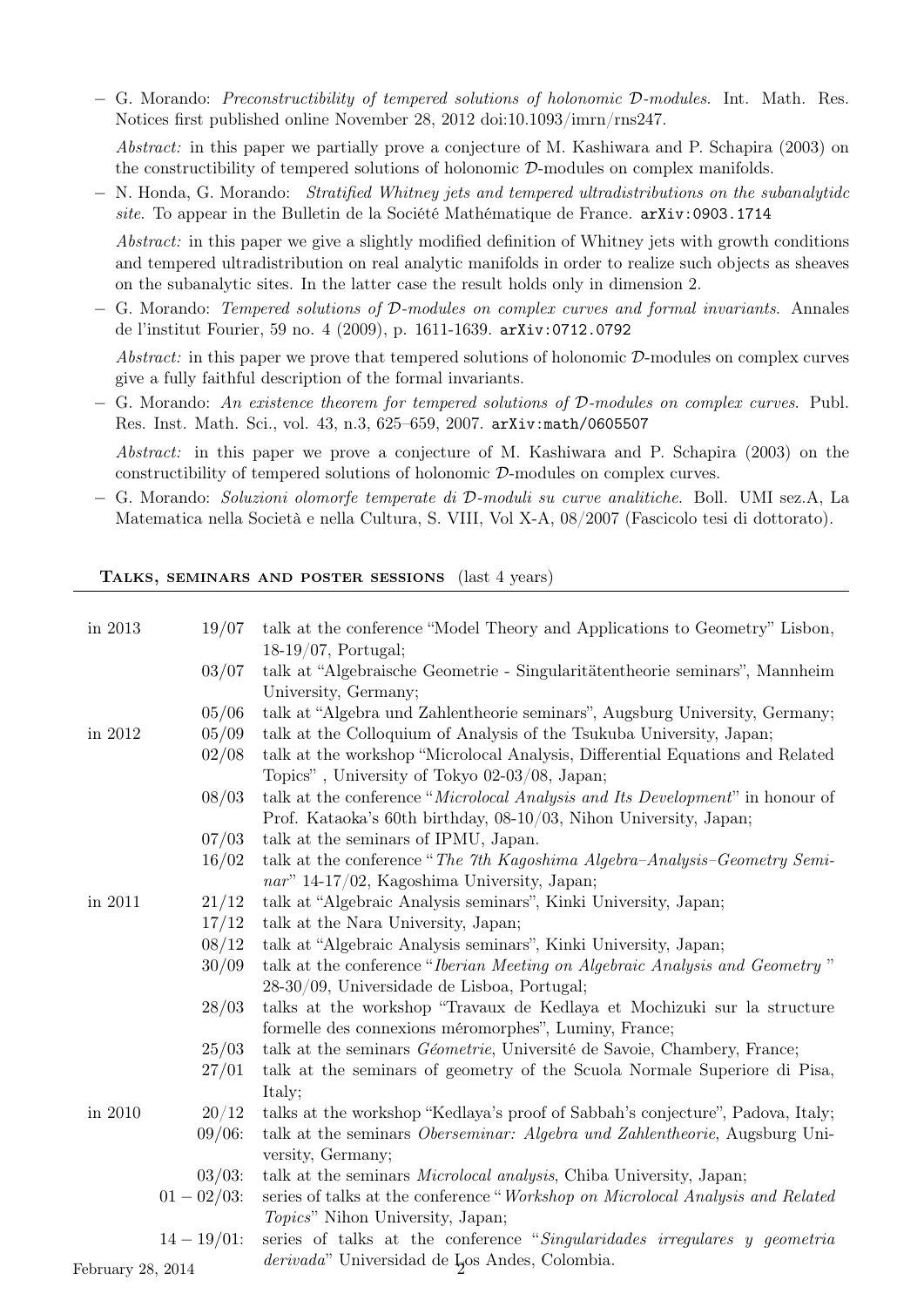- G. Morando: *Preconstructibility of tempered solutions of holonomic $\mathcal{D}$-modules*. Int. Math. Res. Notices first published online November 28, 2012 doi:10.1093/imrn/rns247.

  *Abstract:* in this paper we partially prove a conjecture of M. Kashiwara and P. Schapira (2003) on the constructibility of tempered solutions of holonomic $\mathcal{D}$-modules on complex manifolds.

- N. Honda, G. Morando: *Stratified Whitney jets and tempered ultradistributions on the subanalytidc site*. To appear in the Bulletin de la Société Mathématique de France. `arXiv:0903.1714`

  *Abstract:* in this paper we give a slightly modified definition of Whitney jets with growth conditions and tempered ultradistribution on real analytic manifolds in order to realize such objects as sheaves on the subanalytic sites. In the latter case the result holds only in dimension 2.

- G. Morando: *Tempered solutions of $\mathcal{D}$-modules on complex curves and formal invariants*. Annales de l'institut Fourier, 59 no. 4 (2009), p. 1611-1639. `arXiv:0712.0792`

  *Abstract:* in this paper we prove that tempered solutions of holonomic $\mathcal{D}$-modules on complex curves give a fully faithful description of the formal invariants.

- G. Morando: *An existence theorem for tempered solutions of $\mathcal{D}$-modules on complex curves*. Publ. Res. Inst. Math. Sci., vol. 43, n.3, 625–659, 2007. `arXiv:math/0605507`

  *Abstract:* in this paper we prove a conjecture of M. Kashiwara and P. Schapira (2003) on the constructibility of tempered solutions of holonomic $\mathcal{D}$-modules on complex curves.

- G. Morando: *Soluzioni olomorfe temperate di $\mathcal{D}$-moduli su curve analitiche*. Boll. UMI sez.A, La Matematica nella Società e nella Cultura, S. VIII, Vol X-A, 08/2007 (Fascicolo tesi di dottorato).

## Talks, seminars and poster sessions (last 4 years)

| | | |
|---|---|---|
| in 2013 | 19/07 | talk at the conference "Model Theory and Applications to Geometry" Lisbon, 18-19/07, Portugal; |
| | 03/07 | talk at "Algebraische Geometrie - Singularitätentheorie seminars", Mannheim University, Germany; |
| | 05/06 | talk at "Algebra und Zahlentheorie seminars", Augsburg University, Germany; |
| in 2012 | 05/09 | talk at the Colloquium of Analysis of the Tsukuba University, Japan; |
| | 02/08 | talk at the workshop "Microlocal Analysis, Differential Equations and Related Topics" , University of Tokyo 02-03/08, Japan; |
| | 08/03 | talk at the conference "*Microlocal Analysis and Its Development*" in honour of Prof. Kataoka's 60th birthday, 08-10/03, Nihon University, Japan; |
| | 07/03 | talk at the seminars of IPMU, Japan. |
| | 16/02 | talk at the conference "*The 7th Kagoshima Algebra–Analysis–Geometry Seminar*" 14-17/02, Kagoshima University, Japan; |
| in 2011 | 21/12 | talk at "Algebraic Analysis seminars", Kinki University, Japan; |
| | 17/12 | talk at the Nara University, Japan; |
| | 08/12 | talk at "Algebraic Analysis seminars", Kinki University, Japan; |
| | 30/09 | talk at the conference "*Iberian Meeting on Algebraic Analysis and Geometry* " 28-30/09, Universidade de Lisboa, Portugal; |
| | 28/03 | talks at the workshop "Travaux de Kedlaya et Mochizuki sur la structure formelle des connexions méromorphes", Luminy, France; |
| | 25/03 | talk at the seminars *Géometrie*, Université de Savoie, Chambery, France; |
| | 27/01 | talk at the seminars of geometry of the Scuola Normale Superiore di Pisa, Italy; |
| in 2010 | 20/12 | talks at the workshop "Kedlaya's proof of Sabbah's conjecture", Padova, Italy; |
| | 09/06: | talk at the seminars *Oberseminar: Algebra und Zahlentheorie*, Augsburg University, Germany; |
| | 03/03: | talk at the seminars *Microlocal analysis*, Chiba University, Japan; |
| | 01 − 02/03: | series of talks at the conference "*Workshop on Microlocal Analysis and Related Topics*" Nihon University, Japan; |
| | 14 − 19/01: | series of talks at the conference "*Singularidades irregulares y geometria derivada*" Universidad de Los Andes, Colombia. |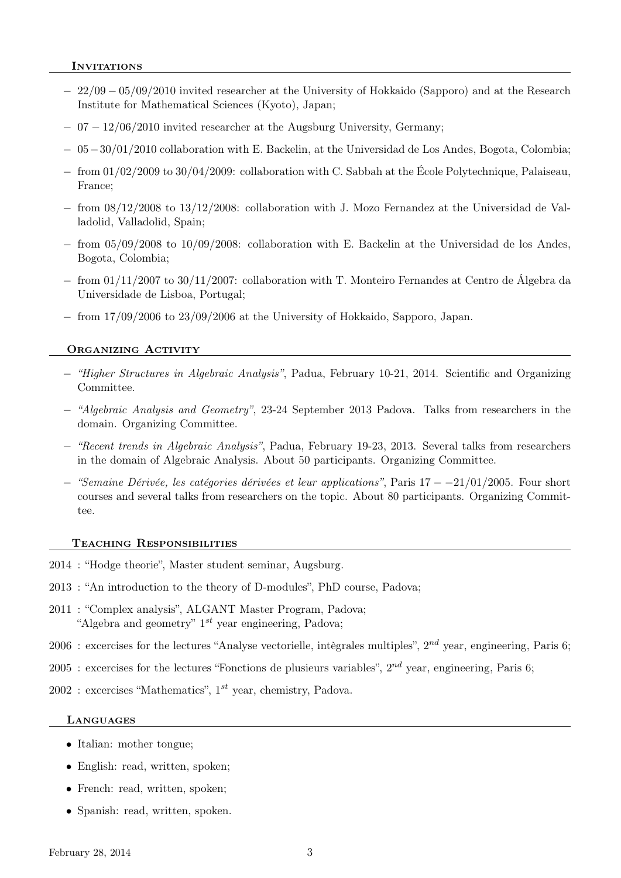## Invitations

– 22/09 – 05/09/2010 invited researcher at the University of Hokkaido (Sapporo) and at the Research Institute for Mathematical Sciences (Kyoto), Japan;

– 07 – 12/06/2010 invited researcher at the Augsburg University, Germany;

– 05 – 30/01/2010 collaboration with E. Backelin, at the Universidad de Los Andes, Bogota, Colombia;

– from 01/02/2009 to 30/04/2009: collaboration with C. Sabbah at the École Polytechnique, Palaiseau, France;

– from 08/12/2008 to 13/12/2008: collaboration with J. Mozo Fernandez at the Universidad de Valladolid, Valladolid, Spain;

– from 05/09/2008 to 10/09/2008: collaboration with E. Backelin at the Universidad de los Andes, Bogota, Colombia;

– from 01/11/2007 to 30/11/2007: collaboration with T. Monteiro Fernandes at Centro de Álgebra da Universidade de Lisboa, Portugal;

– from 17/09/2006 to 23/09/2006 at the University of Hokkaido, Sapporo, Japan.

## Organizing Activity

– *"Higher Structures in Algebraic Analysis"*, Padua, February 10-21, 2014. Scientific and Organizing Committee.

– *"Algebraic Analysis and Geometry"*, 23-24 September 2013 Padova. Talks from researchers in the domain. Organizing Committee.

– *"Recent trends in Algebraic Analysis"*, Padua, February 19-23, 2013. Several talks from researchers in the domain of Algebraic Analysis. About 50 participants. Organizing Committee.

– *"Semaine Dérivée, les catégories dérivées et leur applications"*, Paris 17 – –21/01/2005. Four short courses and several talks from researchers on the topic. About 80 participants. Organizing Committee.

## Teaching Responsibilities

2014 : "Hodge theorie", Master student seminar, Augsburg.

2013 : "An introduction to the theory of D-modules", PhD course, Padova;

2011 : "Complex analysis", ALGANT Master Program, Padova;
"Algebra and geometry" $1^{st}$ year engineering, Padova;

2006 : excercises for the lectures "Analyse vectorielle, intègrales multiples", $2^{nd}$ year, engineering, Paris 6;

2005 : excercises for the lectures "Fonctions de plusieurs variables", $2^{nd}$ year, engineering, Paris 6;

2002 : excercises "Mathematics", $1^{st}$ year, chemistry, Padova.

## Languages

- Italian: mother tongue;
- English: read, written, spoken;
- French: read, written, spoken;
- Spanish: read, written, spoken.